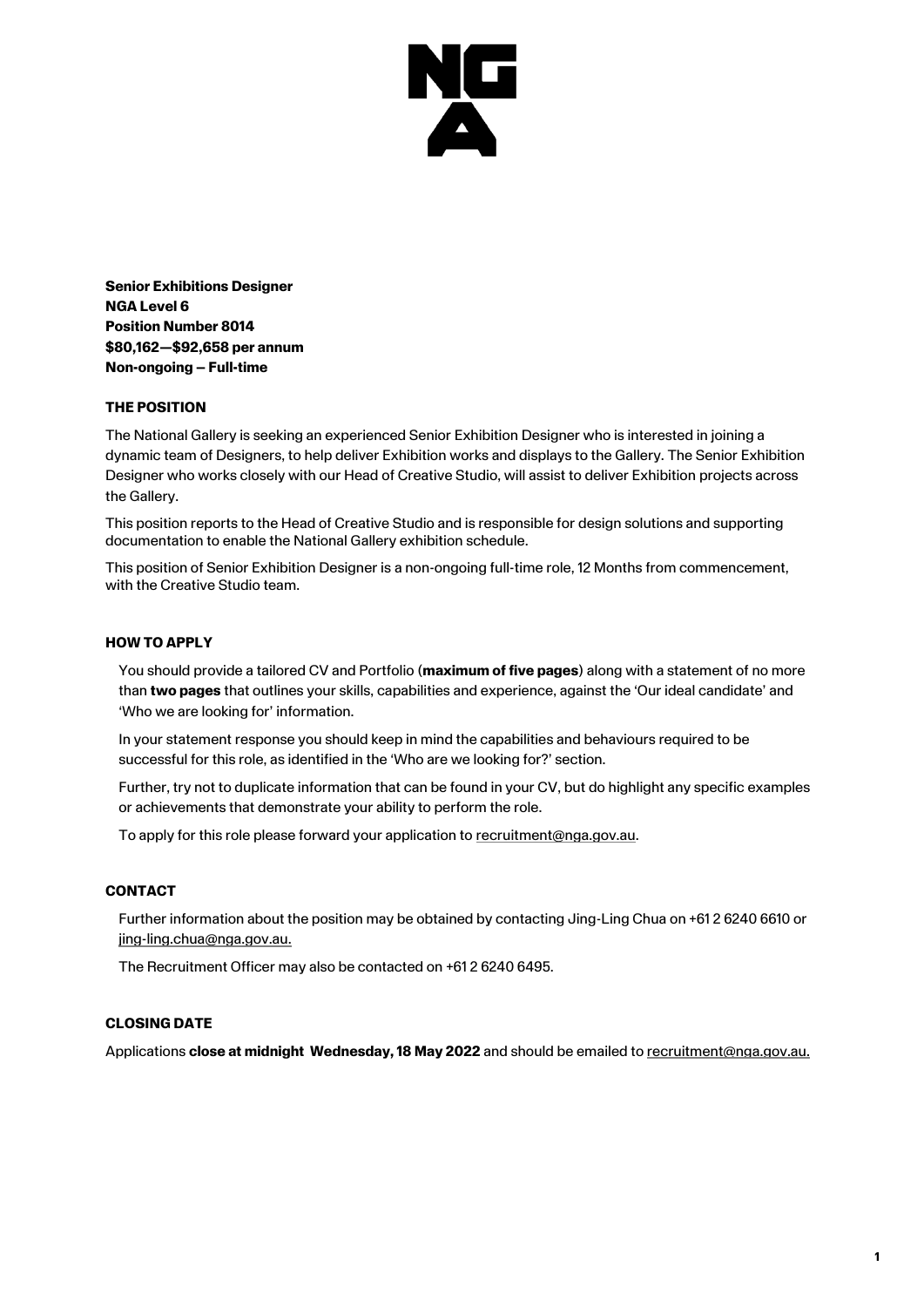**Senior Exhibitions Designer**
**NGA Level 6**
**Position Number 8014**
**$80,162—$92,658 per annum**
**Non-ongoing – Full-time**

## THE POSITION

The National Gallery is seeking an experienced Senior Exhibition Designer who is interested in joining a dynamic team of Designers, to help deliver Exhibition works and displays to the Gallery. The Senior Exhibition Designer who works closely with our Head of Creative Studio, will assist to deliver Exhibition projects across the Gallery.

This position reports to the Head of Creative Studio and is responsible for design solutions and supporting documentation to enable the National Gallery exhibition schedule.

This position of Senior Exhibition Designer is a non-ongoing full-time role, 12 Months from commencement, with the Creative Studio team.

## HOW TO APPLY

You should provide a tailored CV and Portfolio (**maximum of five pages**) along with a statement of no more than **two pages** that outlines your skills, capabilities and experience, against the 'Our ideal candidate' and 'Who we are looking for' information.

In your statement response you should keep in mind the capabilities and behaviours required to be successful for this role, as identified in the 'Who are we looking for?' section.

Further, try not to duplicate information that can be found in your CV, but do highlight any specific examples or achievements that demonstrate your ability to perform the role.

To apply for this role please forward your application to recruitment@nga.gov.au.

## CONTACT

Further information about the position may be obtained by contacting Jing-Ling Chua on +61 2 6240 6610 or jing-ling.chua@nga.gov.au.

The Recruitment Officer may also be contacted on +61 2 6240 6495.

## CLOSING DATE

Applications **close at midnight Wednesday, 18 May 2022** and should be emailed to recruitment@nga.gov.au.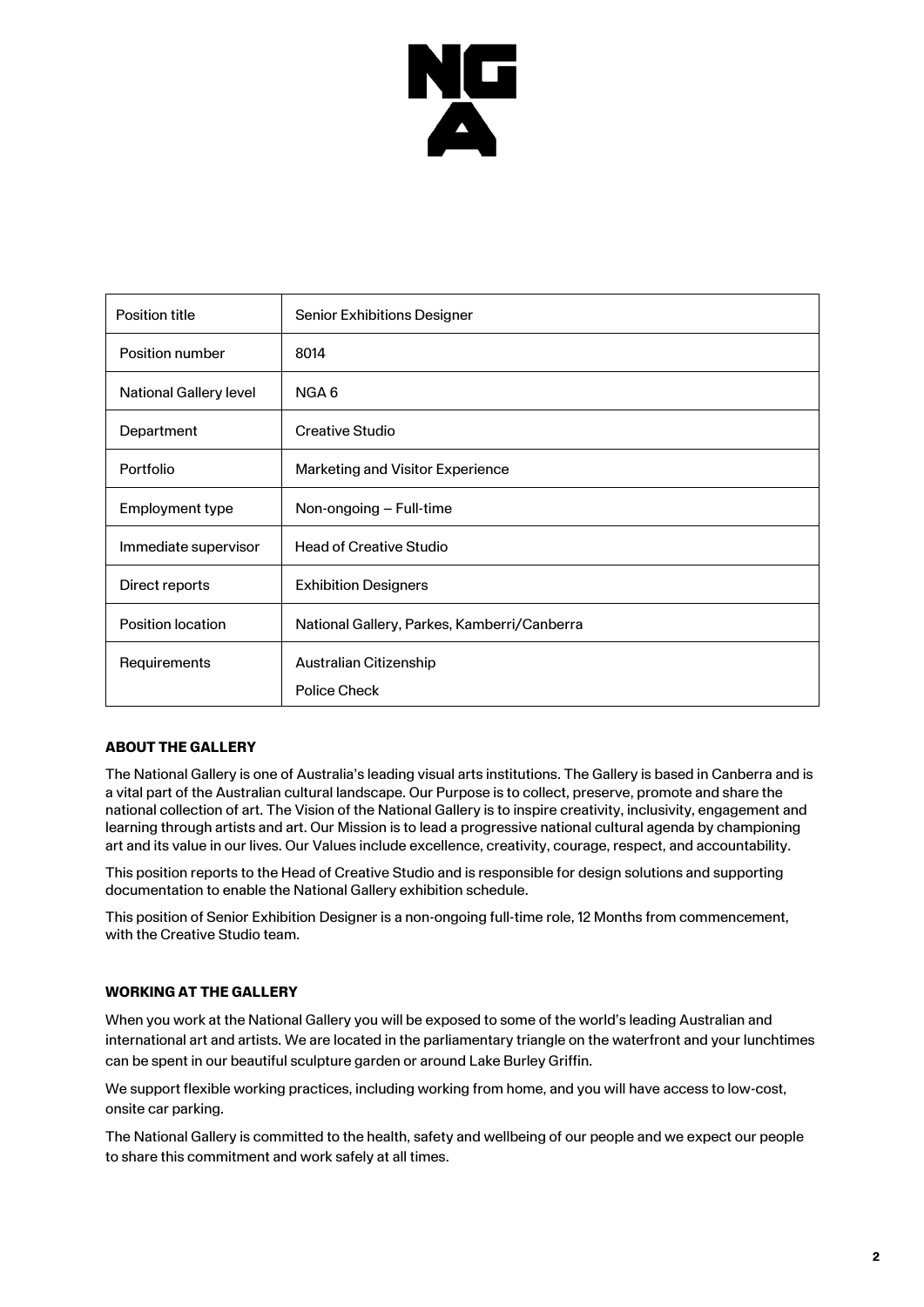| Position title | Senior Exhibitions Designer |
| --- | --- |
| Position number | 8014 |
| National Gallery level | NGA 6 |
| Department | Creative Studio |
| Portfolio | Marketing and Visitor Experience |
| Employment type | Non-ongoing – Full-time |
| Immediate supervisor | Head of Creative Studio |
| Direct reports | Exhibition Designers |
| Position location | National Gallery, Parkes, Kamberri/Canberra |
| Requirements | Australian Citizenship<br>Police Check |

**ABOUT THE GALLERY**

The National Gallery is one of Australia's leading visual arts institutions. The Gallery is based in Canberra and is a vital part of the Australian cultural landscape. Our Purpose is to collect, preserve, promote and share the national collection of art. The Vision of the National Gallery is to inspire creativity, inclusivity, engagement and learning through artists and art. Our Mission is to lead a progressive national cultural agenda by championing art and its value in our lives. Our Values include excellence, creativity, courage, respect, and accountability.

This position reports to the Head of Creative Studio and is responsible for design solutions and supporting documentation to enable the National Gallery exhibition schedule.

This position of Senior Exhibition Designer is a non-ongoing full-time role, 12 Months from commencement, with the Creative Studio team.

**WORKING AT THE GALLERY**

When you work at the National Gallery you will be exposed to some of the world's leading Australian and international art and artists. We are located in the parliamentary triangle on the waterfront and your lunchtimes can be spent in our beautiful sculpture garden or around Lake Burley Griffin.

We support flexible working practices, including working from home, and you will have access to low-cost, onsite car parking.

The National Gallery is committed to the health, safety and wellbeing of our people and we expect our people to share this commitment and work safely at all times.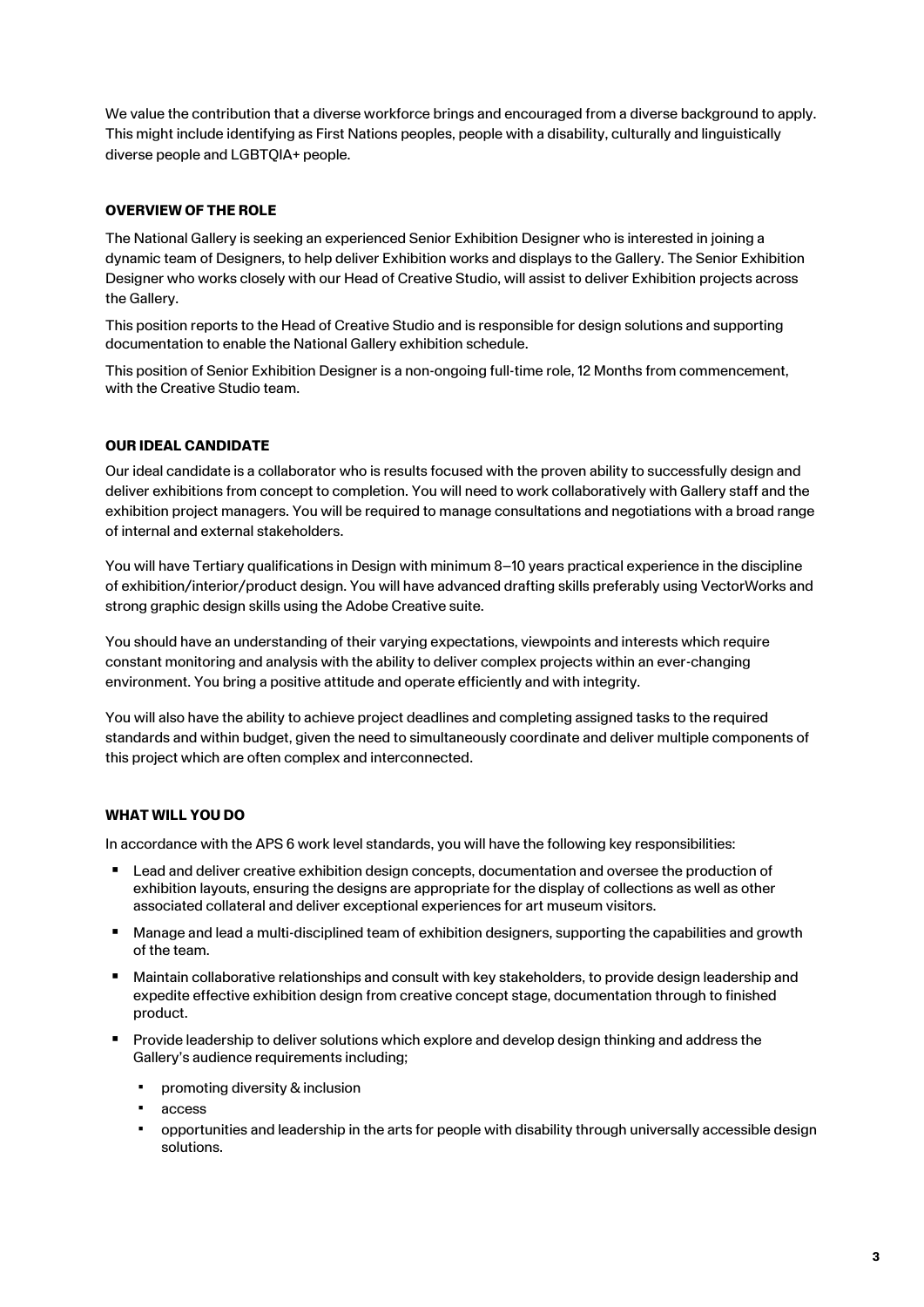We value the contribution that a diverse workforce brings and encouraged from a diverse background to apply. This might include identifying as First Nations peoples, people with a disability, culturally and linguistically diverse people and LGBTQIA+ people.

## OVERVIEW OF THE ROLE

The National Gallery is seeking an experienced Senior Exhibition Designer who is interested in joining a dynamic team of Designers, to help deliver Exhibition works and displays to the Gallery. The Senior Exhibition Designer who works closely with our Head of Creative Studio, will assist to deliver Exhibition projects across the Gallery.

This position reports to the Head of Creative Studio and is responsible for design solutions and supporting documentation to enable the National Gallery exhibition schedule.

This position of Senior Exhibition Designer is a non-ongoing full-time role, 12 Months from commencement, with the Creative Studio team.

## OUR IDEAL CANDIDATE

Our ideal candidate is a collaborator who is results focused with the proven ability to successfully design and deliver exhibitions from concept to completion. You will need to work collaboratively with Gallery staff and the exhibition project managers. You will be required to manage consultations and negotiations with a broad range of internal and external stakeholders.

You will have Tertiary qualifications in Design with minimum 8–10 years practical experience in the discipline of exhibition/interior/product design. You will have advanced drafting skills preferably using VectorWorks and strong graphic design skills using the Adobe Creative suite.

You should have an understanding of their varying expectations, viewpoints and interests which require constant monitoring and analysis with the ability to deliver complex projects within an ever-changing environment. You bring a positive attitude and operate efficiently and with integrity.

You will also have the ability to achieve project deadlines and completing assigned tasks to the required standards and within budget, given the need to simultaneously coordinate and deliver multiple components of this project which are often complex and interconnected.

## WHAT WILL YOU DO

In accordance with the APS 6 work level standards, you will have the following key responsibilities:

- Lead and deliver creative exhibition design concepts, documentation and oversee the production of exhibition layouts, ensuring the designs are appropriate for the display of collections as well as other associated collateral and deliver exceptional experiences for art museum visitors.
- Manage and lead a multi-disciplined team of exhibition designers, supporting the capabilities and growth of the team.
- Maintain collaborative relationships and consult with key stakeholders, to provide design leadership and expedite effective exhibition design from creative concept stage, documentation through to finished product.
- Provide leadership to deliver solutions which explore and develop design thinking and address the Gallery's audience requirements including;
  - promoting diversity & inclusion
  - access
  - opportunities and leadership in the arts for people with disability through universally accessible design solutions.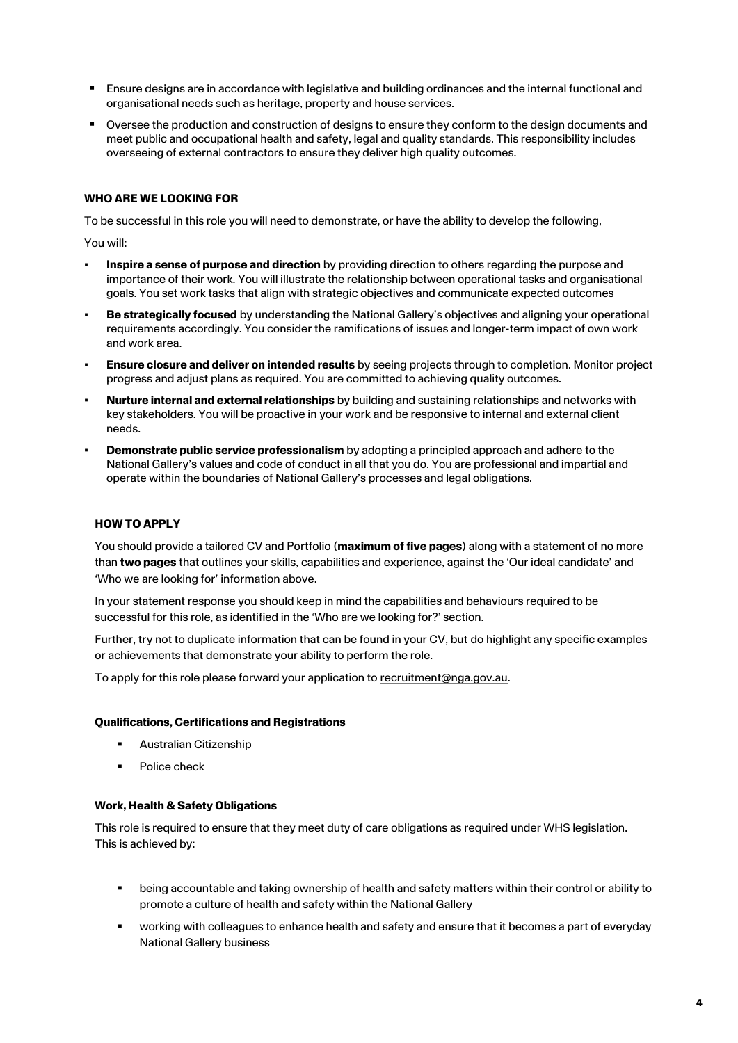- Ensure designs are in accordance with legislative and building ordinances and the internal functional and organisational needs such as heritage, property and house services.
- Oversee the production and construction of designs to ensure they conform to the design documents and meet public and occupational health and safety, legal and quality standards. This responsibility includes overseeing of external contractors to ensure they deliver high quality outcomes.

### WHO ARE WE LOOKING FOR

To be successful in this role you will need to demonstrate, or have the ability to develop the following,

You will:

- **Inspire a sense of purpose and direction** by providing direction to others regarding the purpose and importance of their work. You will illustrate the relationship between operational tasks and organisational goals. You set work tasks that align with strategic objectives and communicate expected outcomes
- **Be strategically focused** by understanding the National Gallery's objectives and aligning your operational requirements accordingly. You consider the ramifications of issues and longer-term impact of own work and work area.
- **Ensure closure and deliver on intended results** by seeing projects through to completion. Monitor project progress and adjust plans as required. You are committed to achieving quality outcomes.
- **Nurture internal and external relationships** by building and sustaining relationships and networks with key stakeholders. You will be proactive in your work and be responsive to internal and external client needs.
- **Demonstrate public service professionalism** by adopting a principled approach and adhere to the National Gallery's values and code of conduct in all that you do. You are professional and impartial and operate within the boundaries of National Gallery's processes and legal obligations.

### HOW TO APPLY

You should provide a tailored CV and Portfolio (**maximum of five pages**) along with a statement of no more than **two pages** that outlines your skills, capabilities and experience, against the 'Our ideal candidate' and 'Who we are looking for' information above.

In your statement response you should keep in mind the capabilities and behaviours required to be successful for this role, as identified in the 'Who are we looking for?' section.

Further, try not to duplicate information that can be found in your CV, but do highlight any specific examples or achievements that demonstrate your ability to perform the role.

To apply for this role please forward your application to recruitment@nga.gov.au.

#### Qualifications, Certifications and Registrations

- Australian Citizenship
- Police check

#### Work, Health & Safety Obligations

This role is required to ensure that they meet duty of care obligations as required under WHS legislation. This is achieved by:

- being accountable and taking ownership of health and safety matters within their control or ability to promote a culture of health and safety within the National Gallery
- working with colleagues to enhance health and safety and ensure that it becomes a part of everyday National Gallery business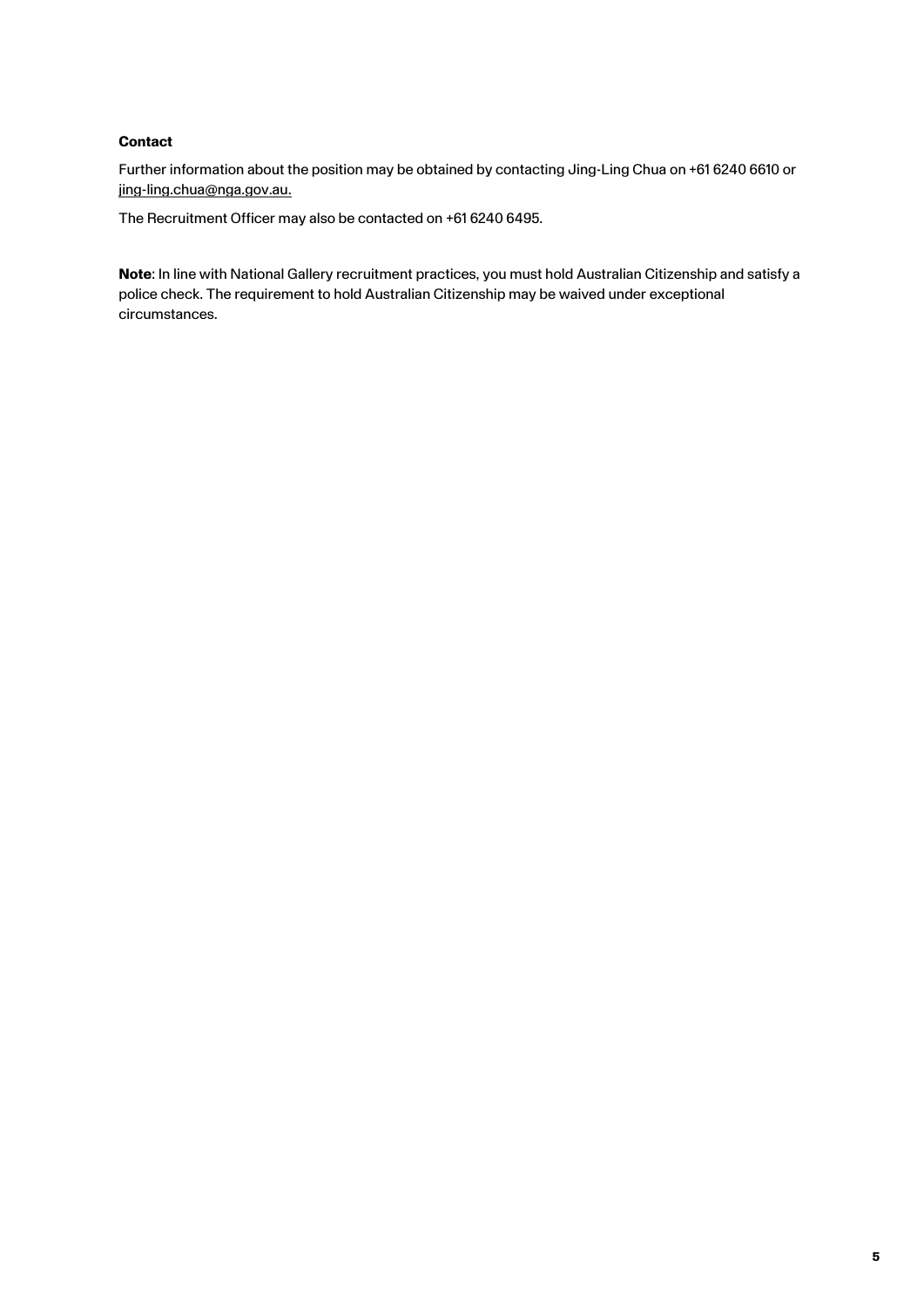**Contact**

Further information about the position may be obtained by contacting Jing-Ling Chua on +61 6240 6610 or jing-ling.chua@nga.gov.au.

The Recruitment Officer may also be contacted on +61 6240 6495.

**Note**: In line with National Gallery recruitment practices, you must hold Australian Citizenship and satisfy a police check. The requirement to hold Australian Citizenship may be waived under exceptional circumstances.